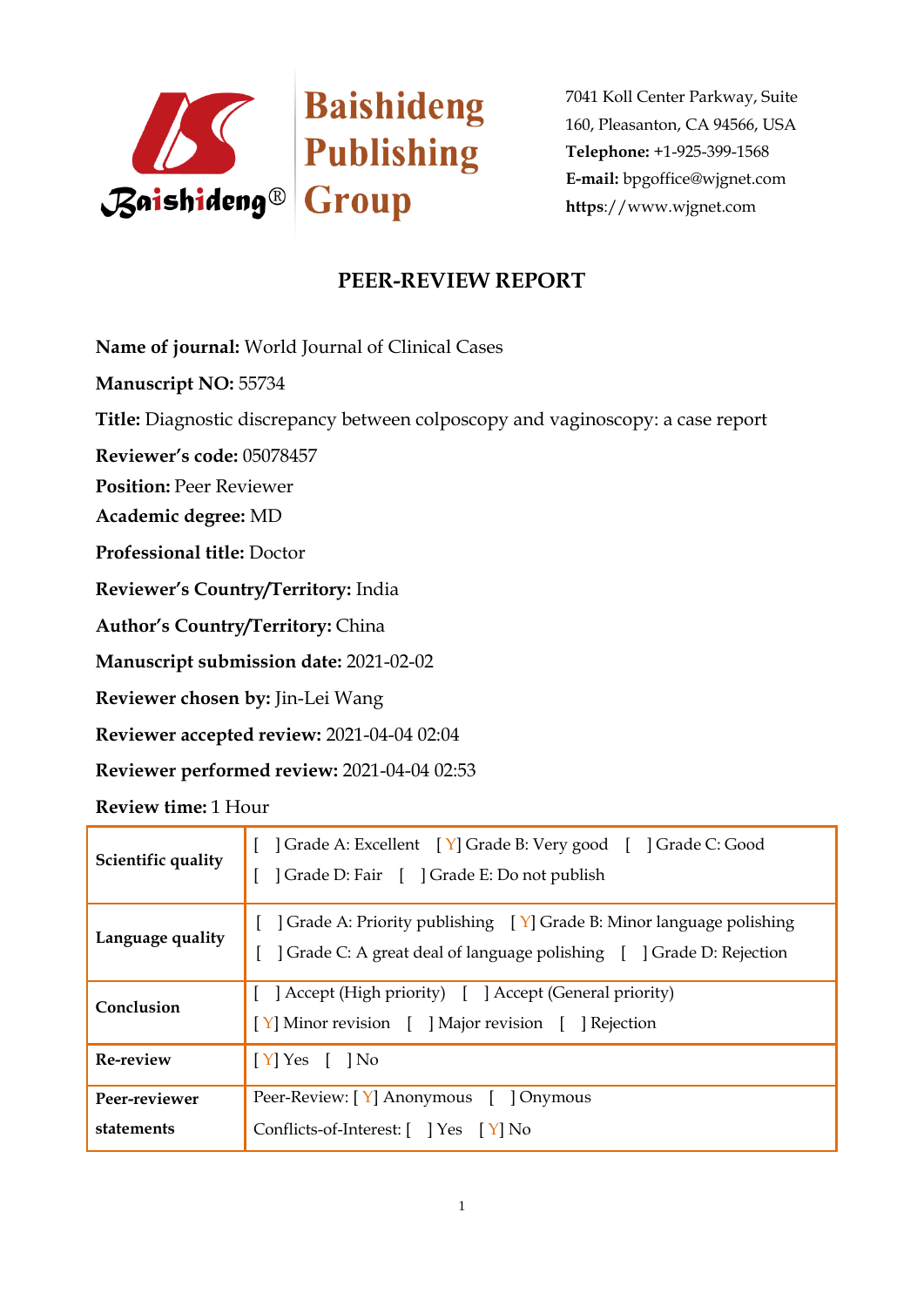Baishideng Publishing Group

7041 Koll Center Parkway, Suite 160, Pleasanton, CA 94566, USA
**Telephone:** +1-925-399-1568
**E-mail:** bpgoffice@wjgnet.com
**https**://www.wjgnet.com

# PEER-REVIEW REPORT

**Name of journal:** World Journal of Clinical Cases

**Manuscript NO:** 55734

**Title:** Diagnostic discrepancy between colposcopy and vaginoscopy: a case report

**Reviewer's code:** 05078457

**Position:** Peer Reviewer

**Academic degree:** MD

**Professional title:** Doctor

**Reviewer's Country/Territory:** India

**Author's Country/Territory:** China

**Manuscript submission date:** 2021-02-02

**Reviewer chosen by:** Jin-Lei Wang

**Reviewer accepted review:** 2021-04-04 02:04

**Reviewer performed review:** 2021-04-04 02:53

**Review time:** 1 Hour

| | |
|---|---|
| **Scientific quality** | [ ] Grade A: Excellent [ Y] Grade B: Very good [ ] Grade C: Good [ ] Grade D: Fair [ ] Grade E: Do not publish |
| **Language quality** | [ ] Grade A: Priority publishing [ Y] Grade B: Minor language polishing [ ] Grade C: A great deal of language polishing [ ] Grade D: Rejection |
| **Conclusion** | [ ] Accept (High priority) [ ] Accept (General priority) [ Y] Minor revision [ ] Major revision [ ] Rejection |
| **Re-review** | [ Y] Yes [ ] No |
| **Peer-reviewer statements** | Peer-Review: [ Y] Anonymous [ ] Onymous Conflicts-of-Interest: [ ] Yes [ Y] No |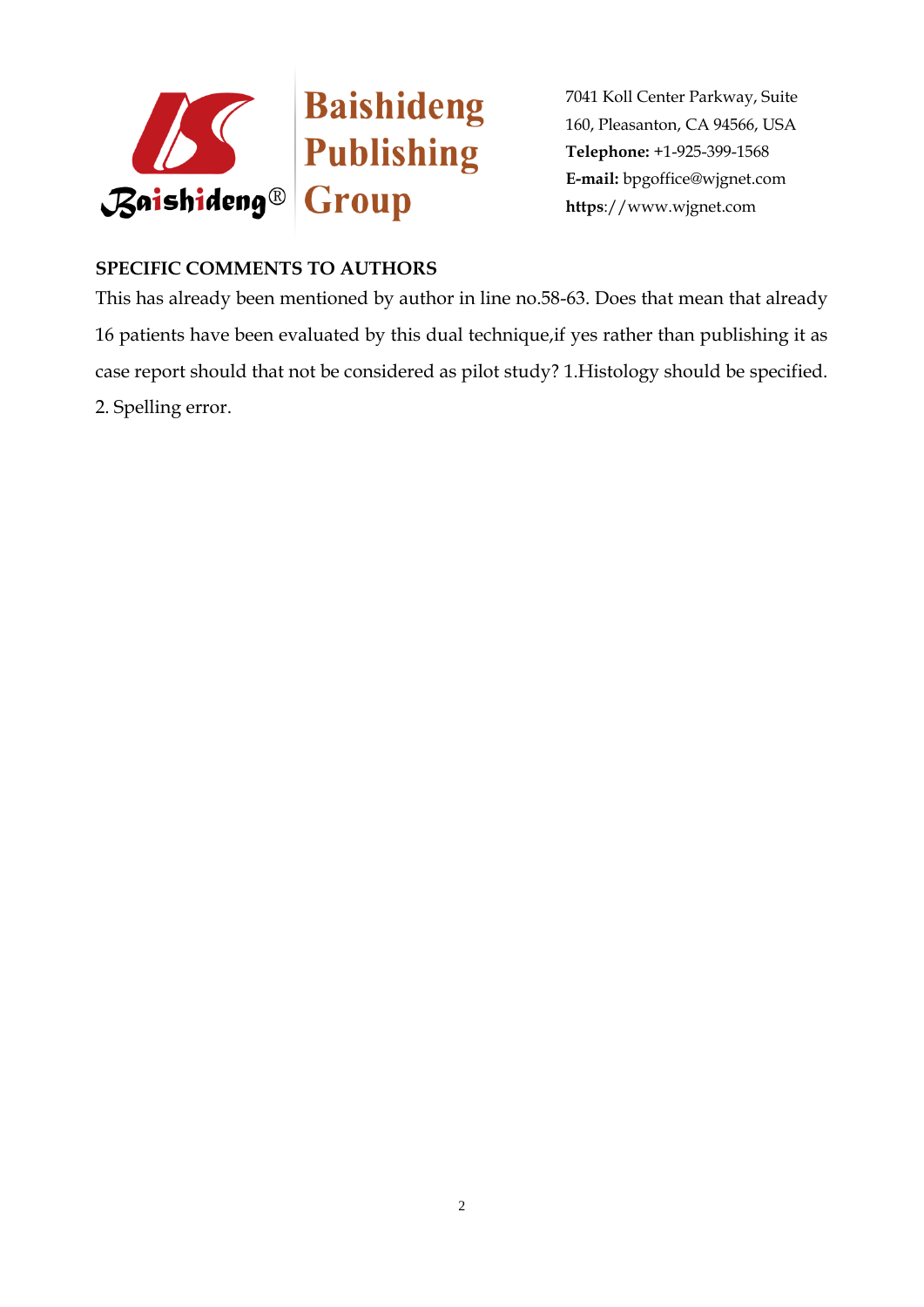## SPECIFIC COMMENTS TO AUTHORS

This has already been mentioned by author in line no.58-63. Does that mean that already 16 patients have been evaluated by this dual technique,if yes rather than publishing it as case report should that not be considered as pilot study? 1.Histology should be specified. 2. Spelling error.